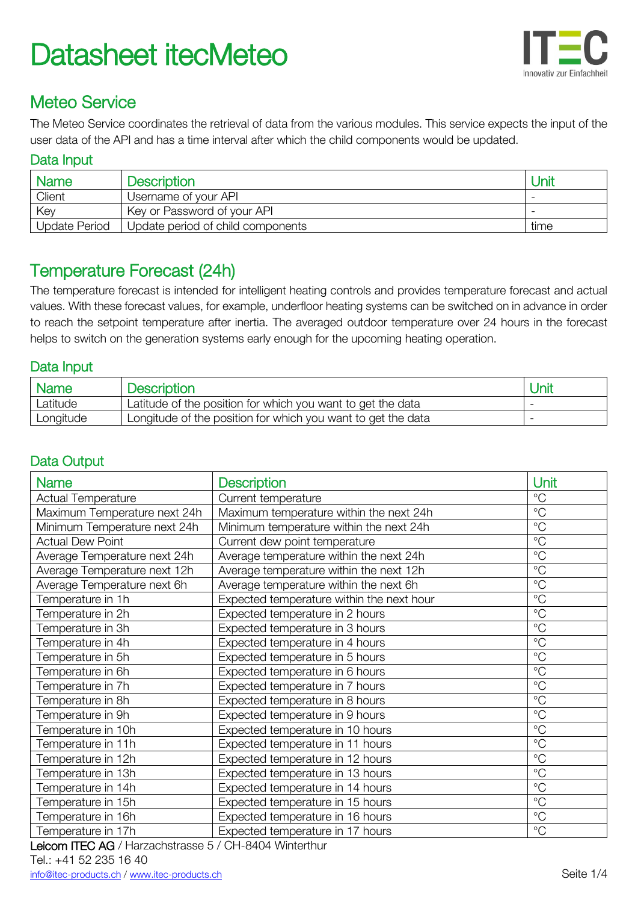# Datasheet itecMeteo

## Meteo Service

The Meteo Service coordinates the retrieval of data from the various modules. This service expects the input of the user data of the API and has a time interval after which the child components would be updated.

### Data Input

| Name | Description | Unit |
|---|---|---|
| Client | Username of your API | - |
| Key | Key or Password of your API | - |
| Update Period | Update period of child components | time |

## Temperature Forecast (24h)

The temperature forecast is intended for intelligent heating controls and provides temperature forecast and actual values. With these forecast values, for example, underfloor heating systems can be switched on in advance in order to reach the setpoint temperature after inertia. The averaged outdoor temperature over 24 hours in the forecast helps to switch on the generation systems early enough for the upcoming heating operation.

### Data Input

| Name | Description | Unit |
|---|---|---|
| Latitude | Latitude of the position for which you want to get the data | - |
| Longitude | Longitude of the position for which you want to get the data | - |

### Data Output

| Name | Description | Unit |
|---|---|---|
| Actual Temperature | Current temperature | °C |
| Maximum Temperature next 24h | Maximum temperature within the next 24h | °C |
| Minimum Temperature next 24h | Minimum temperature within the next 24h | °C |
| Actual Dew Point | Current dew point temperature | °C |
| Average Temperature next 24h | Average temperature within the next 24h | °C |
| Average Temperature next 12h | Average temperature within the next 12h | °C |
| Average Temperature next 6h | Average temperature within the next 6h | °C |
| Temperature in 1h | Expected temperature within the next hour | °C |
| Temperature in 2h | Expected temperature in 2 hours | °C |
| Temperature in 3h | Expected temperature in 3 hours | °C |
| Temperature in 4h | Expected temperature in 4 hours | °C |
| Temperature in 5h | Expected temperature in 5 hours | °C |
| Temperature in 6h | Expected temperature in 6 hours | °C |
| Temperature in 7h | Expected temperature in 7 hours | °C |
| Temperature in 8h | Expected temperature in 8 hours | °C |
| Temperature in 9h | Expected temperature in 9 hours | °C |
| Temperature in 10h | Expected temperature in 10 hours | °C |
| Temperature in 11h | Expected temperature in 11 hours | °C |
| Temperature in 12h | Expected temperature in 12 hours | °C |
| Temperature in 13h | Expected temperature in 13 hours | °C |
| Temperature in 14h | Expected temperature in 14 hours | °C |
| Temperature in 15h | Expected temperature in 15 hours | °C |
| Temperature in 16h | Expected temperature in 16 hours | °C |
| Temperature in 17h | Expected temperature in 17 hours | °C |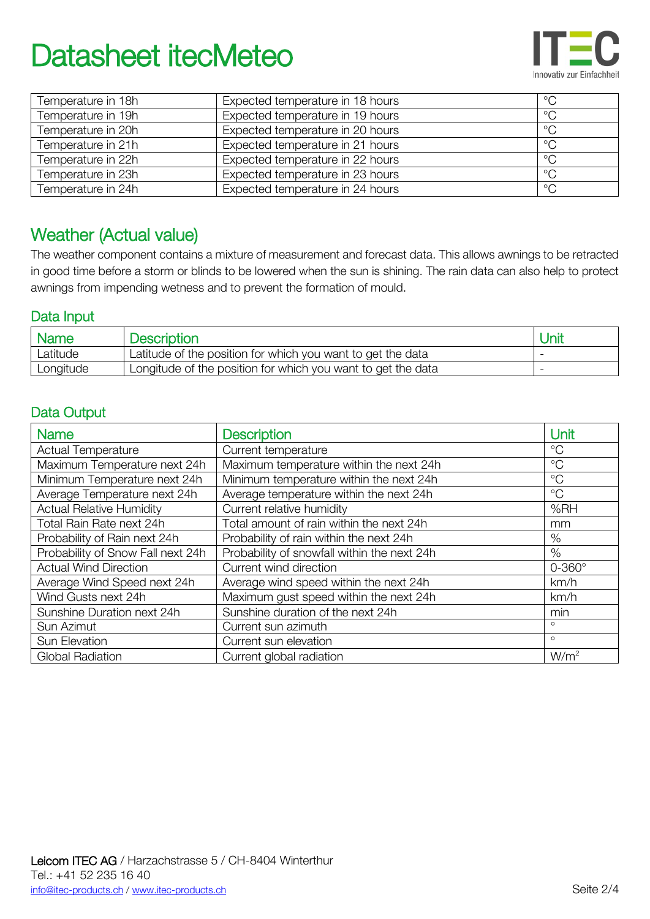| Temperature in 18h | Expected temperature in 18 hours | °C |
|---|---|---|
| Temperature in 19h | Expected temperature in 19 hours | °C |
| Temperature in 20h | Expected temperature in 20 hours | °C |
| Temperature in 21h | Expected temperature in 21 hours | °C |
| Temperature in 22h | Expected temperature in 22 hours | °C |
| Temperature in 23h | Expected temperature in 23 hours | °C |
| Temperature in 24h | Expected temperature in 24 hours | °C |

## Weather (Actual value)

The weather component contains a mixture of measurement and forecast data. This allows awnings to be retracted in good time before a storm or blinds to be lowered when the sun is shining. The rain data can also help to protect awnings from impending wetness and to prevent the formation of mould.

### Data Input

| Name | Description | Unit |
|---|---|---|
| Latitude | Latitude of the position for which you want to get the data | - |
| Longitude | Longitude of the position for which you want to get the data | - |

### Data Output

| Name | Description | Unit |
|---|---|---|
| Actual Temperature | Current temperature | °C |
| Maximum Temperature next 24h | Maximum temperature within the next 24h | °C |
| Minimum Temperature next 24h | Minimum temperature within the next 24h | °C |
| Average Temperature next 24h | Average temperature within the next 24h | °C |
| Actual Relative Humidity | Current relative humidity | %RH |
| Total Rain Rate next 24h | Total amount of rain within the next 24h | mm |
| Probability of Rain next 24h | Probability of rain within the next 24h | % |
| Probability of Snow Fall next 24h | Probability of snowfall within the next 24h | % |
| Actual Wind Direction | Current wind direction | 0-360° |
| Average Wind Speed next 24h | Average wind speed within the next 24h | km/h |
| Wind Gusts next 24h | Maximum gust speed within the next 24h | km/h |
| Sunshine Duration next 24h | Sunshine duration of the next 24h | min |
| Sun Azimut | Current sun azimuth | ° |
| Sun Elevation | Current sun elevation | ° |
| Global Radiation | Current global radiation | $W/m^2$ |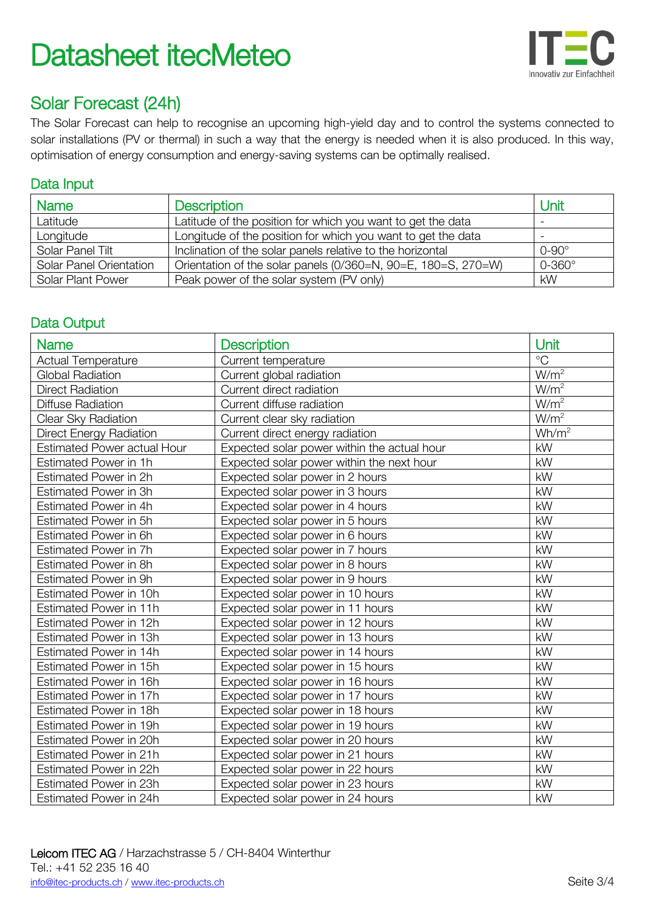# Datasheet itecMeteo

## Solar Forecast (24h)

The Solar Forecast can help to recognise an upcoming high-yield day and to control the systems connected to solar installations (PV or thermal) in such a way that the energy is needed when it is also produced. In this way, optimisation of energy consumption and energy-saving systems can be optimally realised.

### Data Input

| Name | Description | Unit |
| --- | --- | --- |
| Latitude | Latitude of the position for which you want to get the data | - |
| Longitude | Longitude of the position for which you want to get the data | - |
| Solar Panel Tilt | Inclination of the solar panels relative to the horizontal | 0-90° |
| Solar Panel Orientation | Orientation of the solar panels (0/360=N, 90=E, 180=S, 270=W) | 0-360° |
| Solar Plant Power | Peak power of the solar system (PV only) | kW |

### Data Output

| Name | Description | Unit |
| --- | --- | --- |
| Actual Temperature | Current temperature | °C |
| Global Radiation | Current global radiation | $W/m^2$ |
| Direct Radiation | Current direct radiation | $W/m^2$ |
| Diffuse Radiation | Current diffuse radiation | $W/m^2$ |
| Clear Sky Radiation | Current clear sky radiation | $W/m^2$ |
| Direct Energy Radiation | Current direct energy radiation | $Wh/m^2$ |
| Estimated Power actual Hour | Expected solar power within the actual hour | kW |
| Estimated Power in 1h | Expected solar power within the next hour | kW |
| Estimated Power in 2h | Expected solar power in 2 hours | kW |
| Estimated Power in 3h | Expected solar power in 3 hours | kW |
| Estimated Power in 4h | Expected solar power in 4 hours | kW |
| Estimated Power in 5h | Expected solar power in 5 hours | kW |
| Estimated Power in 6h | Expected solar power in 6 hours | kW |
| Estimated Power in 7h | Expected solar power in 7 hours | kW |
| Estimated Power in 8h | Expected solar power in 8 hours | kW |
| Estimated Power in 9h | Expected solar power in 9 hours | kW |
| Estimated Power in 10h | Expected solar power in 10 hours | kW |
| Estimated Power in 11h | Expected solar power in 11 hours | kW |
| Estimated Power in 12h | Expected solar power in 12 hours | kW |
| Estimated Power in 13h | Expected solar power in 13 hours | kW |
| Estimated Power in 14h | Expected solar power in 14 hours | kW |
| Estimated Power in 15h | Expected solar power in 15 hours | kW |
| Estimated Power in 16h | Expected solar power in 16 hours | kW |
| Estimated Power in 17h | Expected solar power in 17 hours | kW |
| Estimated Power in 18h | Expected solar power in 18 hours | kW |
| Estimated Power in 19h | Expected solar power in 19 hours | kW |
| Estimated Power in 20h | Expected solar power in 20 hours | kW |
| Estimated Power in 21h | Expected solar power in 21 hours | kW |
| Estimated Power in 22h | Expected solar power in 22 hours | kW |
| Estimated Power in 23h | Expected solar power in 23 hours | kW |
| Estimated Power in 24h | Expected solar power in 24 hours | kW |

Leicom ITEC AG / Harzachstrasse 5 / CH-8404 Winterthur
Tel.: +41 52 235 16 40
info@itec-products.ch / www.itec-products.ch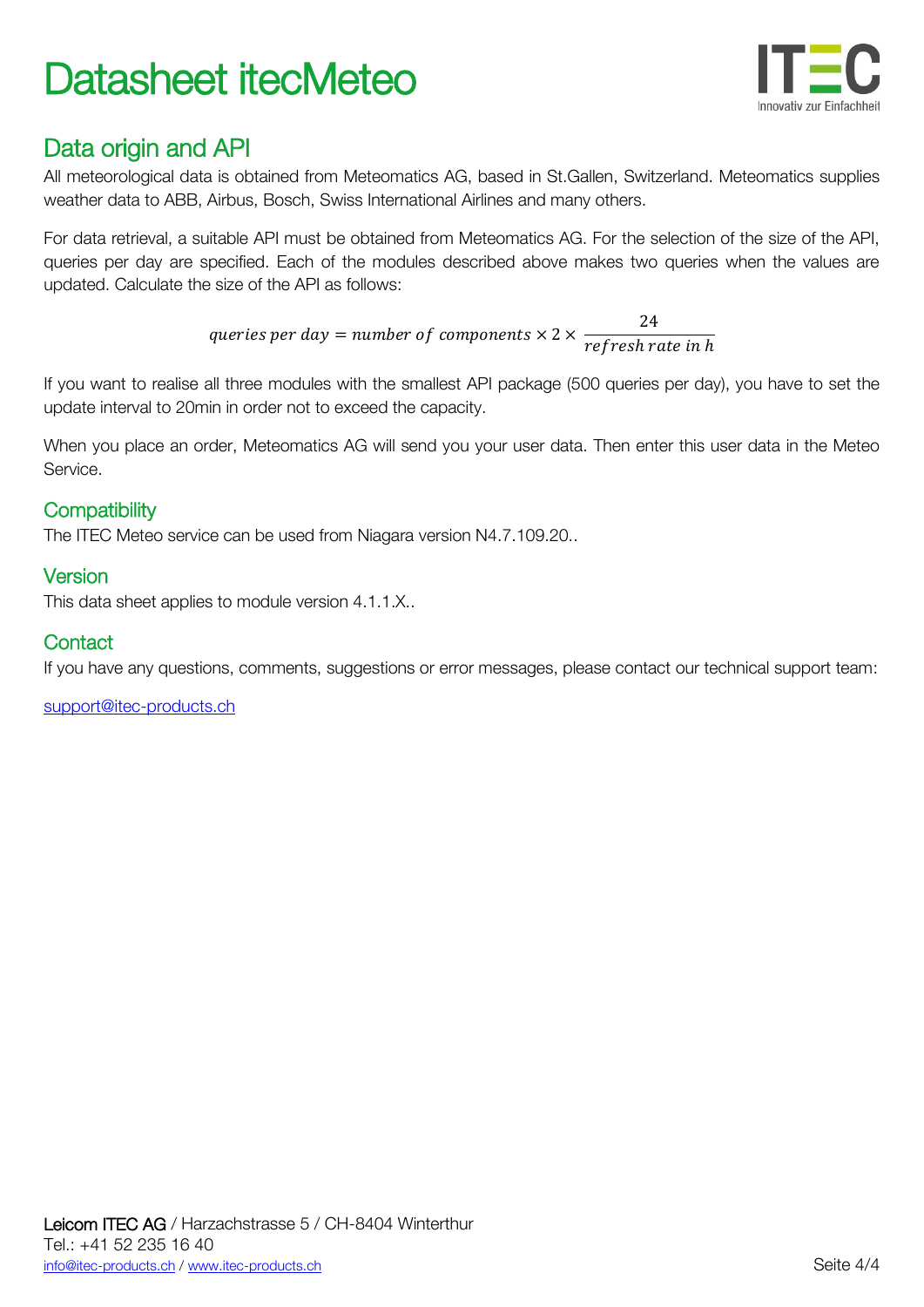# Datasheet itecMeteo

## Data origin and API

All meteorological data is obtained from Meteomatics AG, based in St.Gallen, Switzerland. Meteomatics supplies weather data to ABB, Airbus, Bosch, Swiss International Airlines and many others.

For data retrieval, a suitable API must be obtained from Meteomatics AG. For the selection of the size of the API, queries per day are specified. Each of the modules described above makes two queries when the values are updated. Calculate the size of the API as follows:

$$queries\ per\ day = number\ of\ components \times 2 \times \frac{24}{refresh\ rate\ in\ h}$$

If you want to realise all three modules with the smallest API package (500 queries per day), you have to set the update interval to 20min in order not to exceed the capacity.

When you place an order, Meteomatics AG will send you your user data. Then enter this user data in the Meteo Service.

### Compatibility

The ITEC Meteo service can be used from Niagara version N4.7.109.20..

### Version

This data sheet applies to module version 4.1.1.X..

### Contact

If you have any questions, comments, suggestions or error messages, please contact our technical support team:

support@itec-products.ch

Leicom ITEC AG / Harzachstrasse 5 / CH-8404 Winterthur
Tel.: +41 52 235 16 40
info@itec-products.ch / www.itec-products.ch